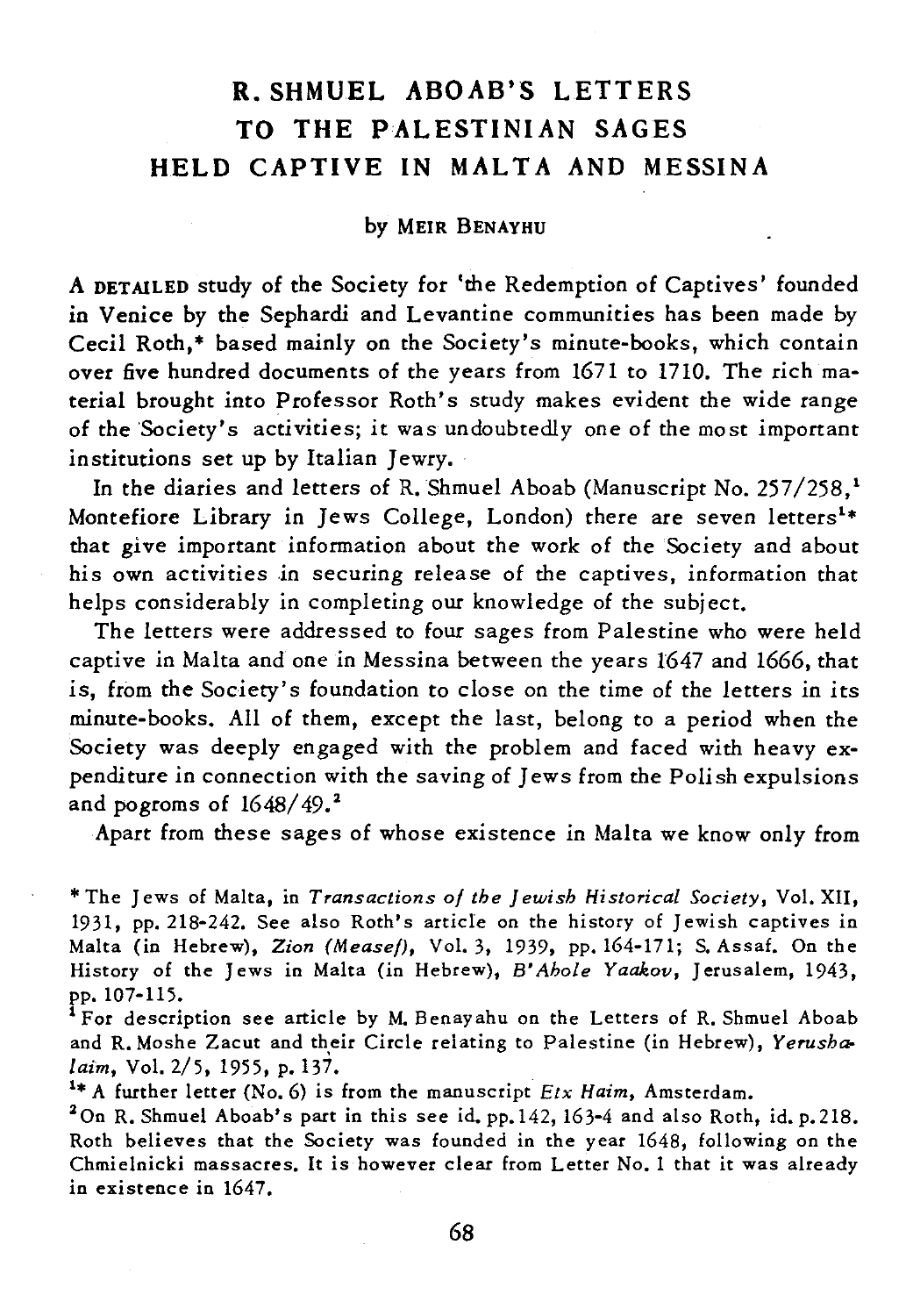# R. SHMUEL ABOAB'S LETTERS TO THE PALESTINIAN SAGES HELD CAPTIVE IN MALTA AND MESSINA

by MEIR BENAYHU

A DETAILED study of the Society for 'the Redemption of Captives' founded in Venice by the Sephardi and Levantine communities has been made by Cecil Roth,* based mainly on the Society's minute-books, which contain over five hundred documents of the years from 1671 to 1710. The rich material brought into Professor Roth's study makes evident the wide range of the Society's activities; it was undoubtedly one of the most important institutions set up by Italian Jewry.

In the diaries and letters of R. Shmuel Aboab (Manuscript No. 257/258,[1] Montefiore Library in Jews College, London) there are seven letters[1*] that give important information about the work of the Society and about his own activities in securing release of the captives, information that helps considerably in completing our knowledge of the subject.

The letters were addressed to four sages from Palestine who were held captive in Malta and one in Messina between the years 1647 and 1666, that is, from the Society's foundation to close on the time of the letters in its minute-books. All of them, except the last, belong to a period when the Society was deeply engaged with the problem and faced with heavy expenditure in connection with the saving of Jews from the Polish expulsions and pogroms of 1648/49.[2]

Apart from these sages of whose existence in Malta we know only from

---

\* The Jews of Malta, in *Transactions of the Jewish Historical Society*, Vol. XII, 1931, pp. 218-242. See also Roth's article on the history of Jewish captives in Malta (in Hebrew), *Zion (Measef)*, Vol. 3, 1939, pp. 164-171; S. Assaf. On the History of the Jews in Malta (in Hebrew), *B'Ahole Yaakov*, Jerusalem, 1943, pp. 107-115.

[1] For description see article by M. Benayahu on the Letters of R. Shmuel Aboab and R. Moshe Zacut and their Circle relating to Palestine (in Hebrew), *Yerushalaim*, Vol. 2/5, 1955, p. 137.

[1*] A further letter (No. 6) is from the manuscript *Etx Haim*, Amsterdam.

[2] On R. Shmuel Aboab's part in this see id. pp. 142, 163-4 and also Roth, id. p. 218. Roth believes that the Society was founded in the year 1648, following on the Chmielnicki massacres. It is however clear from Letter No. 1 that it was already in existence in 1647.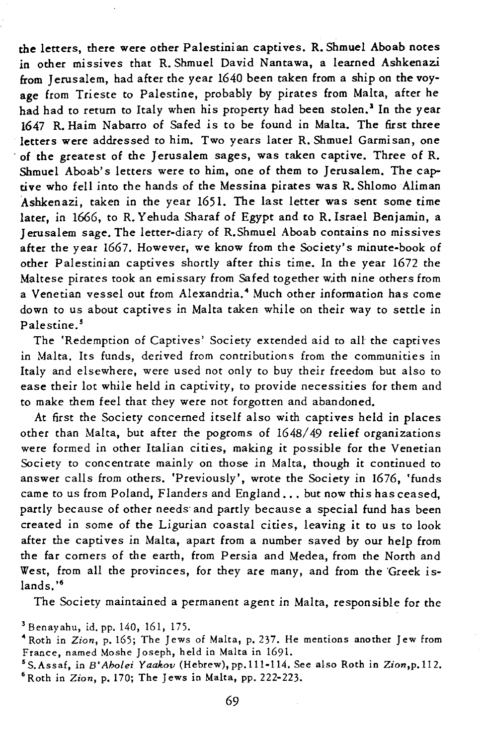the letters, there were other Palestinian captives. R. Shmuel Aboab notes in other missives that R. Shmuel David Nantawa, a learned Ashkenazi from Jerusalem, had after the year 1640 been taken from a ship on the voyage from Trieste to Palestine, probably by pirates from Malta, after he had had to return to Italy when his property had been stolen.[3] In the year 1647 R. Haim Nabarro of Safed is to be found in Malta. The first three letters were addressed to him. Two years later R. Shmuel Garmisan, one of the greatest of the Jerusalem sages, was taken captive. Three of R. Shmuel Aboab's letters were to him, one of them to Jerusalem. The captive who fell into the hands of the Messina pirates was R. Shlomo Aliman Ashkenazi, taken in the year 1651. The last letter was sent some time later, in 1666, to R. Yehuda Sharaf of Egypt and to R. Israel Benjamin, a Jerusalem sage. The letter-diary of R. Shmuel Aboab contains no missives after the year 1667. However, we know from the Society's minute-book of other Palestinian captives shortly after this time. In the year 1672 the Maltese pirates took an emissary from Safed together with nine others from a Venetian vessel out from Alexandria.[4] Much other information has come down to us about captives in Malta taken while on their way to settle in Palestine.[5]

The 'Redemption of Captives' Society extended aid to all the captives in Malta. Its funds, derived from contributions from the communities in Italy and elsewhere, were used not only to buy their freedom but also to ease their lot while held in captivity, to provide necessities for them and to make them feel that they were not forgotten and abandoned.

At first the Society concerned itself also with captives held in places other than Malta, but after the pogroms of 1648/49 relief organizations were formed in other Italian cities, making it possible for the Venetian Society to concentrate mainly on those in Malta, though it continued to answer calls from others. 'Previously', wrote the Society in 1676, 'funds came to us from Poland, Flanders and England... but now this has ceased, partly because of other needs and partly because a special fund has been created in some of the Ligurian coastal cities, leaving it to us to look after the captives in Malta, apart from a number saved by our help from the far corners of the earth, from Persia and Medea, from the North and West, from all the provinces, for they are many, and from the Greek islands.'[6]

The Society maintained a permanent agent in Malta, responsible for the

[3] Benayahu, id. pp. 140, 161, 175.

[4] Roth in *Zion*, p. 165; The Jews of Malta, p. 237. He mentions another Jew from France, named Moshe Joseph, held in Malta in 1691.

[5] S. Assaf, in *B'Abolei Yaakov* (Hebrew), pp. 111-114. See also Roth in *Zion*, p. 112.

[6] Roth in *Zion*, p. 170; The Jews in Malta, pp. 222-223.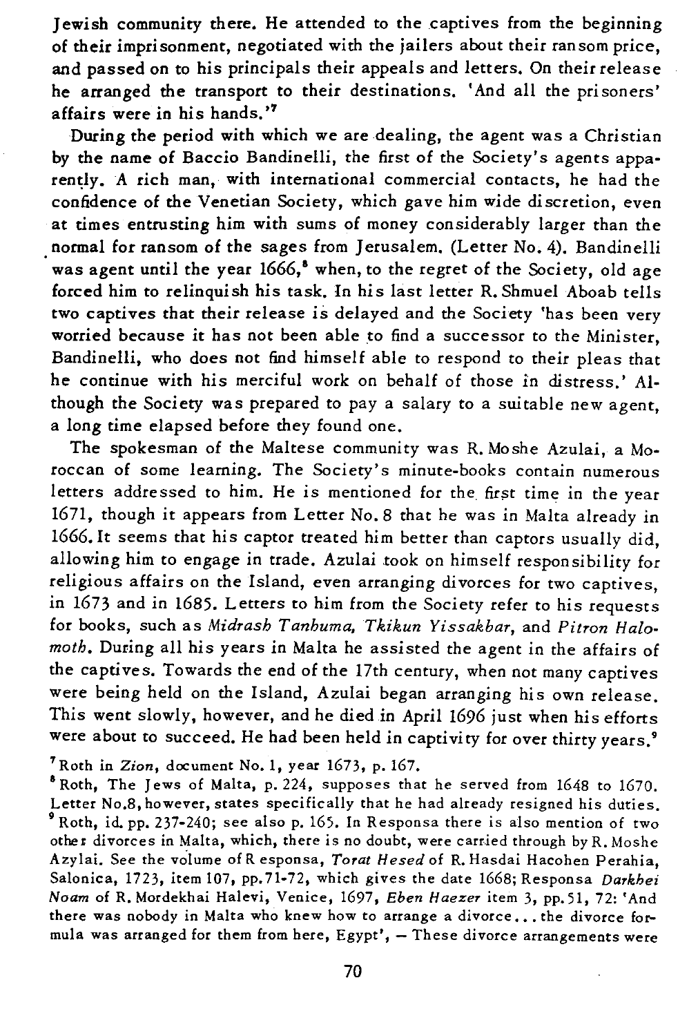Jewish community there. He attended to the captives from the beginning of their imprisonment, negotiated with the jailers about their ransom price, and passed on to his principals their appeals and letters. On their release he arranged the transport to their destinations. 'And all the prisoners' affairs were in his hands.'[7]

During the period with which we are dealing, the agent was a Christian by the name of Baccio Bandinelli, the first of the Society's agents apparently. A rich man, with international commercial contacts, he had the confidence of the Venetian Society, which gave him wide discretion, even at times entrusting him with sums of money considerably larger than the normal for ransom of the sages from Jerusalem. (Letter No. 4). Bandinelli was agent until the year 1666,[8] when, to the regret of the Society, old age forced him to relinquish his task. In his last letter R. Shmuel Aboab tells two captives that their release is delayed and the Society 'has been very worried because it has not been able to find a successor to the Minister, Bandinelli, who does not find himself able to respond to their pleas that he continue with his merciful work on behalf of those in distress.' Although the Society was prepared to pay a salary to a suitable new agent, a long time elapsed before they found one.

The spokesman of the Maltese community was R. Moshe Azulai, a Moroccan of some learning. The Society's minute-books contain numerous letters addressed to him. He is mentioned for the first time in the year 1671, though it appears from Letter No. 8 that he was in Malta already in 1666. It seems that his captor treated him better than captors usually did, allowing him to engage in trade. Azulai took on himself responsibility for religious affairs on the Island, even arranging divorces for two captives, in 1673 and in 1685. Letters to him from the Society refer to his requests for books, such as *Midrash Tanhuma, Tkikun Yissakhar*, and *Pitron Halomoth*. During all his years in Malta he assisted the agent in the affairs of the captives. Towards the end of the 17th century, when not many captives were being held on the Island, Azulai began arranging his own release. This went slowly, however, and he died in April 1696 just when his efforts were about to succeed. He had been held in captivity for over thirty years.[9]

[7] Roth in *Zion*, document No. 1, year 1673, p. 167.

[8] Roth, The Jews of Malta, p. 224, supposes that he served from 1648 to 1670. Letter No.8, however, states specifically that he had already resigned his duties.

[9] Roth, id. pp. 237-240; see also p. 165. In Responsa there is also mention of two other divorces in Malta, which, there is no doubt, were carried through by R. Moshe Azylai. See the volume of Responsa, *Torat Hesed* of R. Hasdai Hacohen Perahia, Salonica, 1723, item 107, pp.71-72, which gives the date 1668; Responsa *Darkhei Noam* of R. Mordekhai Halevi, Venice, 1697, *Eben Haezer* item 3, pp.51, 72: 'And there was nobody in Malta who knew how to arrange a divorce... the divorce formula was arranged for them from here, Egypt', – These divorce arrangements were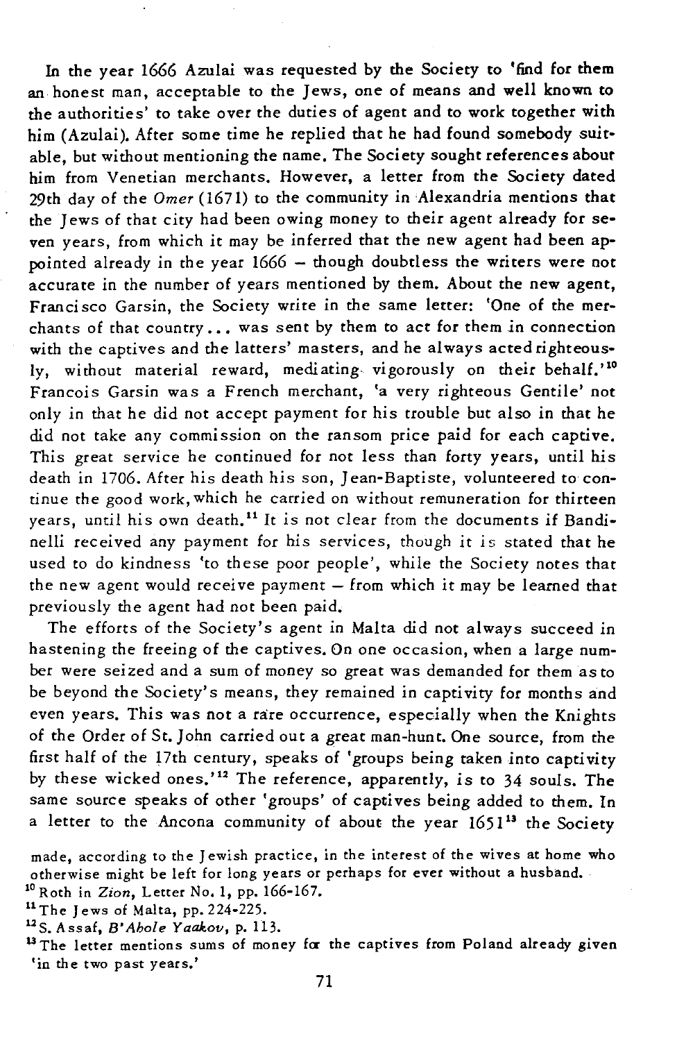In the year 1666 Azulai was requested by the Society to 'find for them an honest man, acceptable to the Jews, one of means and well known to the authorities' to take over the duties of agent and to work together with him (Azulai). After some time he replied that he had found somebody suitable, but without mentioning the name. The Society sought references about him from Venetian merchants. However, a letter from the Society dated 29th day of the *Omer* (1671) to the community in Alexandria mentions that the Jews of that city had been owing money to their agent already for seven years, from which it may be inferred that the new agent had been appointed already in the year 1666 – though doubtless the writers were not accurate in the number of years mentioned by them. About the new agent, Francisco Garsin, the Society write in the same letter: 'One of the merchants of that country... was sent by them to act for them in connection with the captives and the latters' masters, and he always acted righteously, without material reward, mediating vigorously on their behalf.'[10] Francois Garsin was a French merchant, 'a very righteous Gentile' not only in that he did not accept payment for his trouble but also in that he did not take any commission on the ransom price paid for each captive. This great service he continued for not less than forty years, until his death in 1706. After his death his son, Jean-Baptiste, volunteered to continue the good work, which he carried on without remuneration for thirteen years, until his own death.[11] It is not clear from the documents if Bandinelli received any payment for his services, though it is stated that he used to do kindness 'to these poor people', while the Society notes that the new agent would receive payment – from which it may be learned that previously the agent had not been paid.

The efforts of the Society's agent in Malta did not always succeed in hastening the freeing of the captives. On one occasion, when a large number were seized and a sum of money so great was demanded for them as to be beyond the Society's means, they remained in captivity for months and even years. This was not a rare occurrence, especially when the Knights of the Order of St. John carried out a great man-hunt. One source, from the first half of the 17th century, speaks of 'groups being taken into captivity by these wicked ones.'[12] The reference, apparently, is to 34 souls. The same source speaks of other 'groups' of captives being added to them. In a letter to the Ancona community of about the year 1651[13] the Society

made, according to the Jewish practice, in the interest of the wives at home who otherwise might be left for long years or perhaps for ever without a husband.

[10] Roth in *Zion*, Letter No. 1, pp. 166-167.

[11] The Jews of Malta, pp. 224-225.

[12] S. Assaf, *B'Abole Yaakov*, p. 113.

[13] The letter mentions sums of money for the captives from Poland already given 'in the two past years.'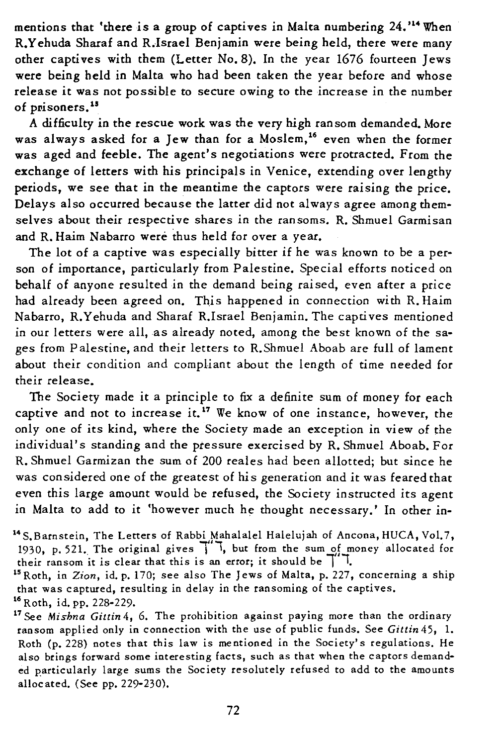mentions that 'there is a group of captives in Malta numbering 24.'[14] When R.Yehuda Sharaf and R.Israel Benjamin were being held, there were many other captives with them (Letter No. 8). In the year 1676 fourteen Jews were being held in Malta who had been taken the year before and whose release it was not possible to secure owing to the increase in the number of prisoners.[15]

A difficulty in the rescue work was the very high ransom demanded. More was always asked for a Jew than for a Moslem,[16] even when the former was aged and feeble. The agent's negotiations were protracted. From the exchange of letters with his principals in Venice, extending over lengthy periods, we see that in the meantime the captors were raising the price. Delays also occurred because the latter did not always agree among themselves about their respective shares in the ransoms. R. Shmuel Garmisan and R. Haim Nabarro were thus held for over a year.

The lot of a captive was especially bitter if he was known to be a person of importance, particularly from Palestine. Special efforts noticed on behalf of anyone resulted in the demand being raised, even after a price had already been agreed on. This happened in connection with R. Haim Nabarro, R.Yehuda and Sharaf R.Israel Benjamin. The captives mentioned in our letters were all, as already noted, among the best known of the sages from Palestine, and their letters to R.Shmuel Aboab are full of lament about their condition and compliant about the length of time needed for their release.

The Society made it a principle to fix a definite sum of money for each captive and not to increase it.[17] We know of one instance, however, the only one of its kind, where the Society made an exception in view of the individual's standing and the pressure exercised by R. Shmuel Aboab. For R. Shmuel Garmizan the sum of 200 reales had been allotted; but since he was considered one of the greatest of his generation and it was feared that even this large amount would be refused, the Society instructed its agent in Malta to add to it 'however much he thought necessary.' In other in-

[14] S. Barnstein, The Letters of Rabbi Mahalalel Halelujah of Ancona, HUCA, Vol.7, 1930, p. 521. The original gives ד"ך, but from the sum of money allocated for their ransom it is clear that this is an error; it should be ד"ן.

[15] Roth, in *Zion*, id. p. 170; see also The Jews of Malta, p. 227, concerning a ship that was captured, resulting in delay in the ransoming of the captives.

[16] Roth, id. pp. 228-229.

[17] See *Mishna Gittin* 4, 6. The prohibition against paying more than the ordinary ransom applied only in connection with the use of public funds. See *Gittin* 45, 1. Roth (p. 228) notes that this law is mentioned in the Society's regulations. He also brings forward some interesting facts, such as that when the captors demanded particularly large sums the Society resolutely refused to add to the amounts allocated. (See pp. 229-230).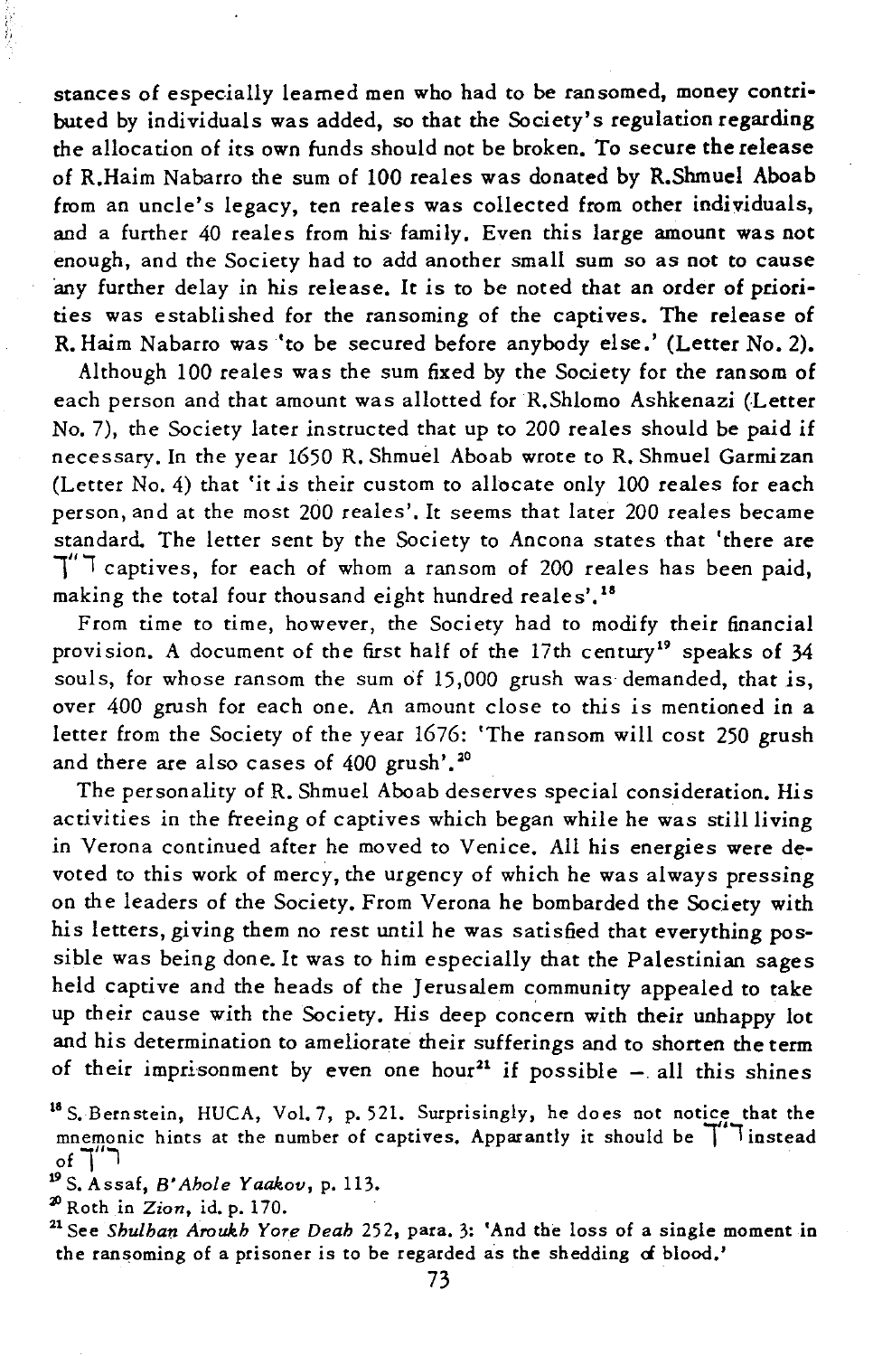stances of especially learned men who had to be ransomed, money contributed by individuals was added, so that the Society's regulation regarding the allocation of its own funds should not be broken. To secure the release of R.Haim Nabarro the sum of 100 reales was donated by R.Shmuel Aboab from an uncle's legacy, ten reales was collected from other individuals, and a further 40 reales from his family. Even this large amount was not enough, and the Society had to add another small sum so as not to cause any further delay in his release. It is to be noted that an order of priorities was established for the ransoming of the captives. The release of R. Haim Nabarro was 'to be secured before anybody else.' (Letter No. 2).

Although 100 reales was the sum fixed by the Society for the ransom of each person and that amount was allotted for R.Shlomo Ashkenazi (Letter No. 7), the Society later instructed that up to 200 reales should be paid if necessary. In the year 1650 R. Shmuel Aboab wrote to R. Shmuel Garmizan (Letter No. 4) that 'it is their custom to allocate only 100 reales for each person, and at the most 200 reales'. It seems that later 200 reales became standard. The letter sent by the Society to Ancona states that 'there are ך״ד captives, for each of whom a ransom of 200 reales has been paid, making the total four thousand eight hundred reales'.[18]

From time to time, however, the Society had to modify their financial provision. A document of the first half of the 17th century[19] speaks of 34 souls, for whose ransom the sum of 15,000 grush was demanded, that is, over 400 grush for each one. An amount close to this is mentioned in a letter from the Society of the year 1676: 'The ransom will cost 250 grush and there are also cases of 400 grush'.[20]

The personality of R. Shmuel Aboab deserves special consideration. His activities in the freeing of captives which began while he was still living in Verona continued after he moved to Venice. All his energies were devoted to this work of mercy, the urgency of which he was always pressing on the leaders of the Society. From Verona he bombarded the Society with his letters, giving them no rest until he was satisfied that everything possible was being done. It was to him especially that the Palestinian sages held captive and the heads of the Jerusalem community appealed to take up their cause with the Society. His deep concern with their unhappy lot and his determination to ameliorate their sufferings and to shorten the term of their imprisonment by even one hour[21] if possible — all this shines

[18] S. Bernstein, HUCA, Vol. 7, p. 521. Surprisingly, he does not notice that the mnemonic hints at the number of captives. Apparently it should be ן״ך instead of ך״ד

[19] S. Assaf, *B'Ahole Yaakov*, p. 113.

[20] Roth in *Zion*, id. p. 170.

[21] See *Shulhan Aroukh Yore Deah* 252, para. 3: 'And the loss of a single moment in the ransoming of a prisoner is to be regarded as the shedding of blood.'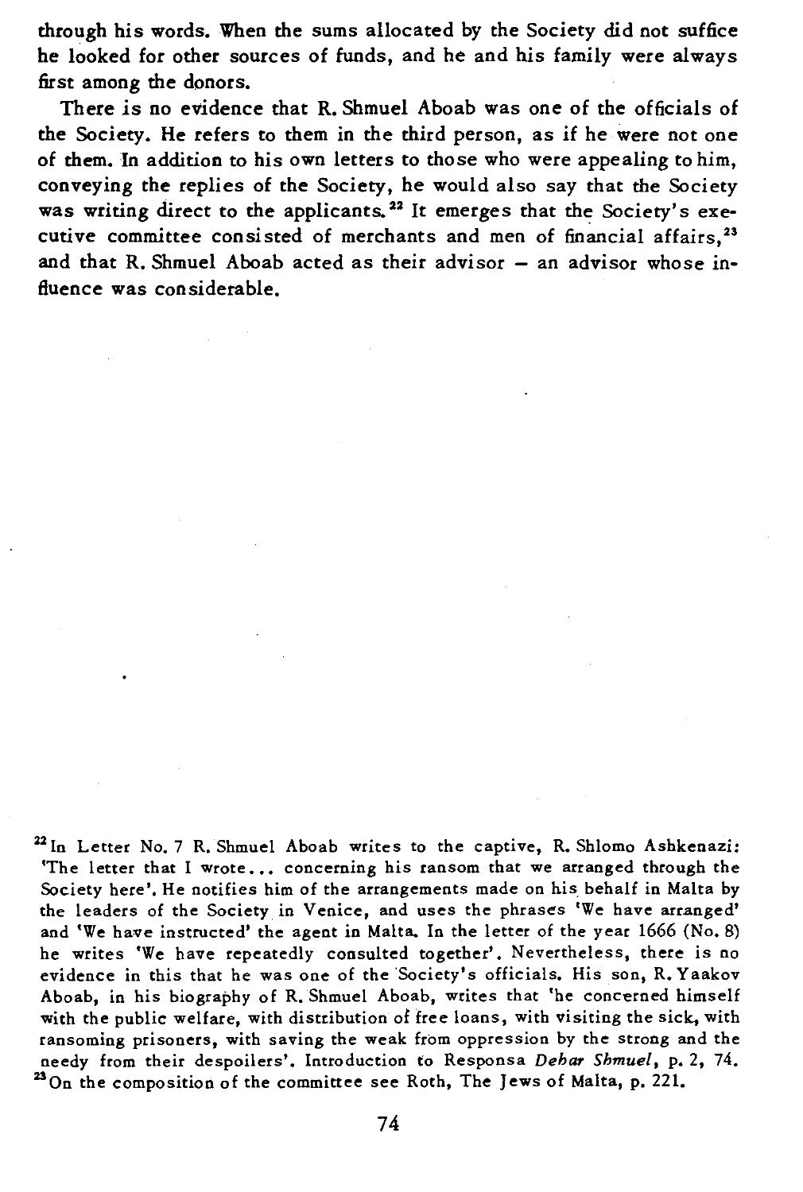through his words. When the sums allocated by the Society did not suffice he looked for other sources of funds, and he and his family were always first among the donors.

There is no evidence that R. Shmuel Aboab was one of the officials of the Society. He refers to them in the third person, as if he were not one of them. In addition to his own letters to those who were appealing to him, conveying the replies of the Society, he would also say that the Society was writing direct to the applicants.[22] It emerges that the Society's executive committee consisted of merchants and men of financial affairs,[23] and that R. Shmuel Aboab acted as their advisor – an advisor whose influence was considerable.

[22] In Letter No. 7 R. Shmuel Aboab writes to the captive, R. Shlomo Ashkenazi: 'The letter that I wrote... concerning his ransom that we arranged through the Society here'. He notifies him of the arrangements made on his behalf in Malta by the leaders of the Society in Venice, and uses the phrases 'We have arranged' and 'We have instructed' the agent in Malta. In the letter of the year 1666 (No. 8) he writes 'We have repeatedly consulted together'. Nevertheless, there is no evidence in this that he was one of the Society's officials. His son, R. Yaakov Aboab, in his biography of R. Shmuel Aboab, writes that 'he concerned himself with the public welfare, with distribution of free loans, with visiting the sick, with ransoming prisoners, with saving the weak from oppression by the strong and the needy from their despoilers'. Introduction to Responsa *Debar Shmuel*, p. 2, 74.

[23] On the composition of the committee see Roth, The Jews of Malta, p. 221.